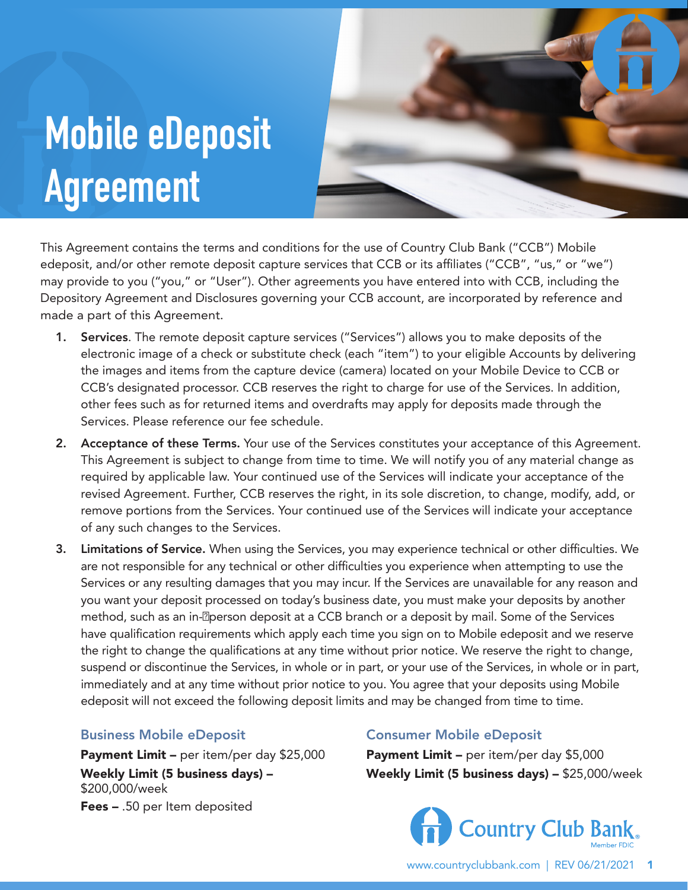# Mobile eDeposit Agreement

This Agreement contains the terms and conditions for the use of Country Club Bank ("CCB") Mobile edeposit, and/or other remote deposit capture services that CCB or its affiliates ("CCB", "us," or "we") may provide to you ("you," or "User"). Other agreements you have entered into with CCB, including the Depository Agreement and Disclosures governing your CCB account, are incorporated by reference and made a part of this Agreement.

1. **Services**. The remote deposit capture services ("Services") allows you to make deposits of the electronic image of a check or substitute check (each "item") to your eligible Accounts by delivering the images and items from the capture device (camera) located on your Mobile Device to CCB or CCB's designated processor. CCB reserves the right to charge for use of the Services. In addition, other fees such as for returned items and overdrafts may apply for deposits made through the Services. Please reference our fee schedule.
2. **Acceptance of these Terms.** Your use of the Services constitutes your acceptance of this Agreement. This Agreement is subject to change from time to time. We will notify you of any material change as required by applicable law. Your continued use of the Services will indicate your acceptance of the revised Agreement. Further, CCB reserves the right, in its sole discretion, to change, modify, add, or remove portions from the Services. Your continued use of the Services will indicate your acceptance of any such changes to the Services.
3. **Limitations of Service.** When using the Services, you may experience technical or other difficulties. We are not responsible for any technical or other difficulties you experience when attempting to use the Services or any resulting damages that you may incur. If the Services are unavailable for any reason and you want your deposit processed on today's business date, you must make your deposits by another method, such as an in-person deposit at a CCB branch or a deposit by mail. Some of the Services have qualification requirements which apply each time you sign on to Mobile edeposit and we reserve the right to change the qualifications at any time without prior notice. We reserve the right to change, suspend or discontinue the Services, in whole or in part, or your use of the Services, in whole or in part, immediately and at any time without prior notice to you. You agree that your deposits using Mobile edeposit will not exceed the following deposit limits and may be changed from time to time.

### Business Mobile eDeposit

**Payment Limit –** per item/per day $25,000
**Weekly Limit (5 business days) –** $200,000/week
**Fees –** .50 per Item deposited

### Consumer Mobile eDeposit

**Payment Limit –** per item/per day $5,000
**Weekly Limit (5 business days) –** $25,000/week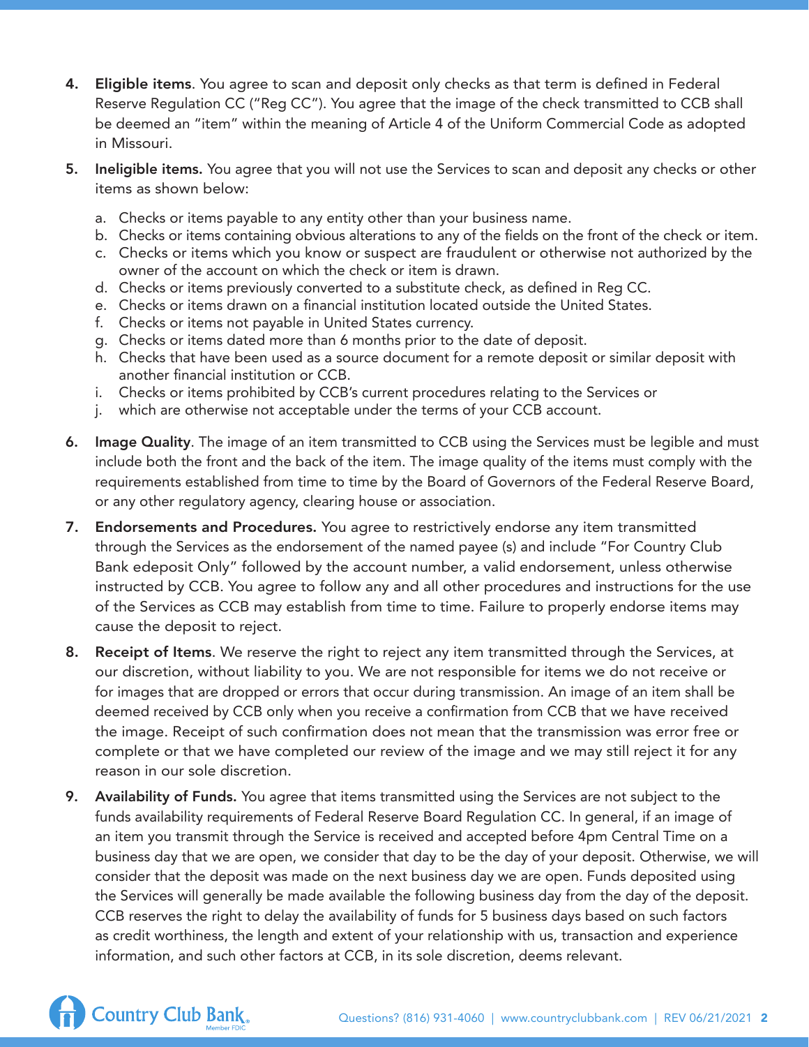4. **Eligible items**. You agree to scan and deposit only checks as that term is defined in Federal Reserve Regulation CC ("Reg CC"). You agree that the image of the check transmitted to CCB shall be deemed an "item" within the meaning of Article 4 of the Uniform Commercial Code as adopted in Missouri.

5. **Ineligible items.** You agree that you will not use the Services to scan and deposit any checks or other items as shown below:

   a. Checks or items payable to any entity other than your business name.
   b. Checks or items containing obvious alterations to any of the fields on the front of the check or item.
   c. Checks or items which you know or suspect are fraudulent or otherwise not authorized by the owner of the account on which the check or item is drawn.
   d. Checks or items previously converted to a substitute check, as defined in Reg CC.
   e. Checks or items drawn on a financial institution located outside the United States.
   f. Checks or items not payable in United States currency.
   g. Checks or items dated more than 6 months prior to the date of deposit.
   h. Checks that have been used as a source document for a remote deposit or similar deposit with another financial institution or CCB.
   i. Checks or items prohibited by CCB's current procedures relating to the Services or
   j. which are otherwise not acceptable under the terms of your CCB account.

6. **Image Quality**. The image of an item transmitted to CCB using the Services must be legible and must include both the front and the back of the item. The image quality of the items must comply with the requirements established from time to time by the Board of Governors of the Federal Reserve Board, or any other regulatory agency, clearing house or association.

7. **Endorsements and Procedures.** You agree to restrictively endorse any item transmitted through the Services as the endorsement of the named payee (s) and include "For Country Club Bank edeposit Only" followed by the account number, a valid endorsement, unless otherwise instructed by CCB. You agree to follow any and all other procedures and instructions for the use of the Services as CCB may establish from time to time. Failure to properly endorse items may cause the deposit to reject.

8. **Receipt of Items**. We reserve the right to reject any item transmitted through the Services, at our discretion, without liability to you. We are not responsible for items we do not receive or for images that are dropped or errors that occur during transmission. An image of an item shall be deemed received by CCB only when you receive a confirmation from CCB that we have received the image. Receipt of such confirmation does not mean that the transmission was error free or complete or that we have completed our review of the image and we may still reject it for any reason in our sole discretion.

9. **Availability of Funds.** You agree that items transmitted using the Services are not subject to the funds availability requirements of Federal Reserve Board Regulation CC. In general, if an image of an item you transmit through the Service is received and accepted before 4pm Central Time on a business day that we are open, we consider that day to be the day of your deposit. Otherwise, we will consider that the deposit was made on the next business day we are open. Funds deposited using the Services will generally be made available the following business day from the day of the deposit. CCB reserves the right to delay the availability of funds for 5 business days based on such factors as credit worthiness, the length and extent of your relationship with us, transaction and experience information, and such other factors at CCB, in its sole discretion, deems relevant.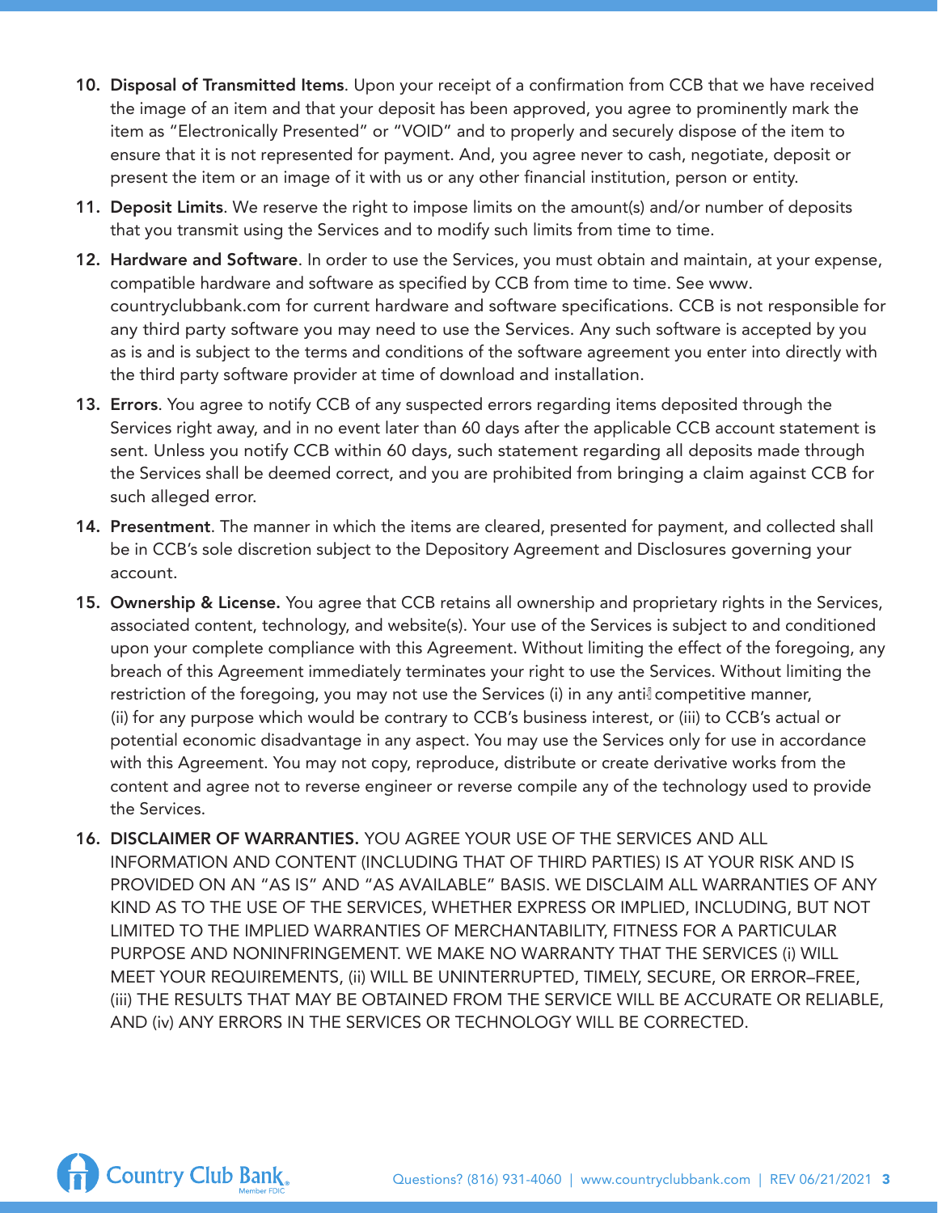10. **Disposal of Transmitted Items**. Upon your receipt of a confirmation from CCB that we have received the image of an item and that your deposit has been approved, you agree to prominently mark the item as "Electronically Presented" or "VOID" and to properly and securely dispose of the item to ensure that it is not represented for payment. And, you agree never to cash, negotiate, deposit or present the item or an image of it with us or any other financial institution, person or entity.
11. **Deposit Limits**. We reserve the right to impose limits on the amount(s) and/or number of deposits that you transmit using the Services and to modify such limits from time to time.
12. **Hardware and Software**. In order to use the Services, you must obtain and maintain, at your expense, compatible hardware and software as specified by CCB from time to time. See www. countryclubbank.com for current hardware and software specifications. CCB is not responsible for any third party software you may need to use the Services. Any such software is accepted by you as is and is subject to the terms and conditions of the software agreement you enter into directly with the third party software provider at time of download and installation.
13. **Errors**. You agree to notify CCB of any suspected errors regarding items deposited through the Services right away, and in no event later than 60 days after the applicable CCB account statement is sent. Unless you notify CCB within 60 days, such statement regarding all deposits made through the Services shall be deemed correct, and you are prohibited from bringing a claim against CCB for such alleged error.
14. **Presentment**. The manner in which the items are cleared, presented for payment, and collected shall be in CCB's sole discretion subject to the Depository Agreement and Disclosures governing your account.
15. **Ownership & License.** You agree that CCB retains all ownership and proprietary rights in the Services, associated content, technology, and website(s). Your use of the Services is subject to and conditioned upon your complete compliance with this Agreement. Without limiting the effect of the foregoing, any breach of this Agreement immediately terminates your right to use the Services. Without limiting the restriction of the foregoing, you may not use the Services (i) in any anti-competitive manner, (ii) for any purpose which would be contrary to CCB's business interest, or (iii) to CCB's actual or potential economic disadvantage in any aspect. You may use the Services only for use in accordance with this Agreement. You may not copy, reproduce, distribute or create derivative works from the content and agree not to reverse engineer or reverse compile any of the technology used to provide the Services.
16. **DISCLAIMER OF WARRANTIES.** YOU AGREE YOUR USE OF THE SERVICES AND ALL INFORMATION AND CONTENT (INCLUDING THAT OF THIRD PARTIES) IS AT YOUR RISK AND IS PROVIDED ON AN "AS IS" AND "AS AVAILABLE" BASIS. WE DISCLAIM ALL WARRANTIES OF ANY KIND AS TO THE USE OF THE SERVICES, WHETHER EXPRESS OR IMPLIED, INCLUDING, BUT NOT LIMITED TO THE IMPLIED WARRANTIES OF MERCHANTABILITY, FITNESS FOR A PARTICULAR PURPOSE AND NONINFRINGEMENT. WE MAKE NO WARRANTY THAT THE SERVICES (i) WILL MEET YOUR REQUIREMENTS, (ii) WILL BE UNINTERRUPTED, TIMELY, SECURE, OR ERROR–FREE, (iii) THE RESULTS THAT MAY BE OBTAINED FROM THE SERVICE WILL BE ACCURATE OR RELIABLE, AND (iv) ANY ERRORS IN THE SERVICES OR TECHNOLOGY WILL BE CORRECTED.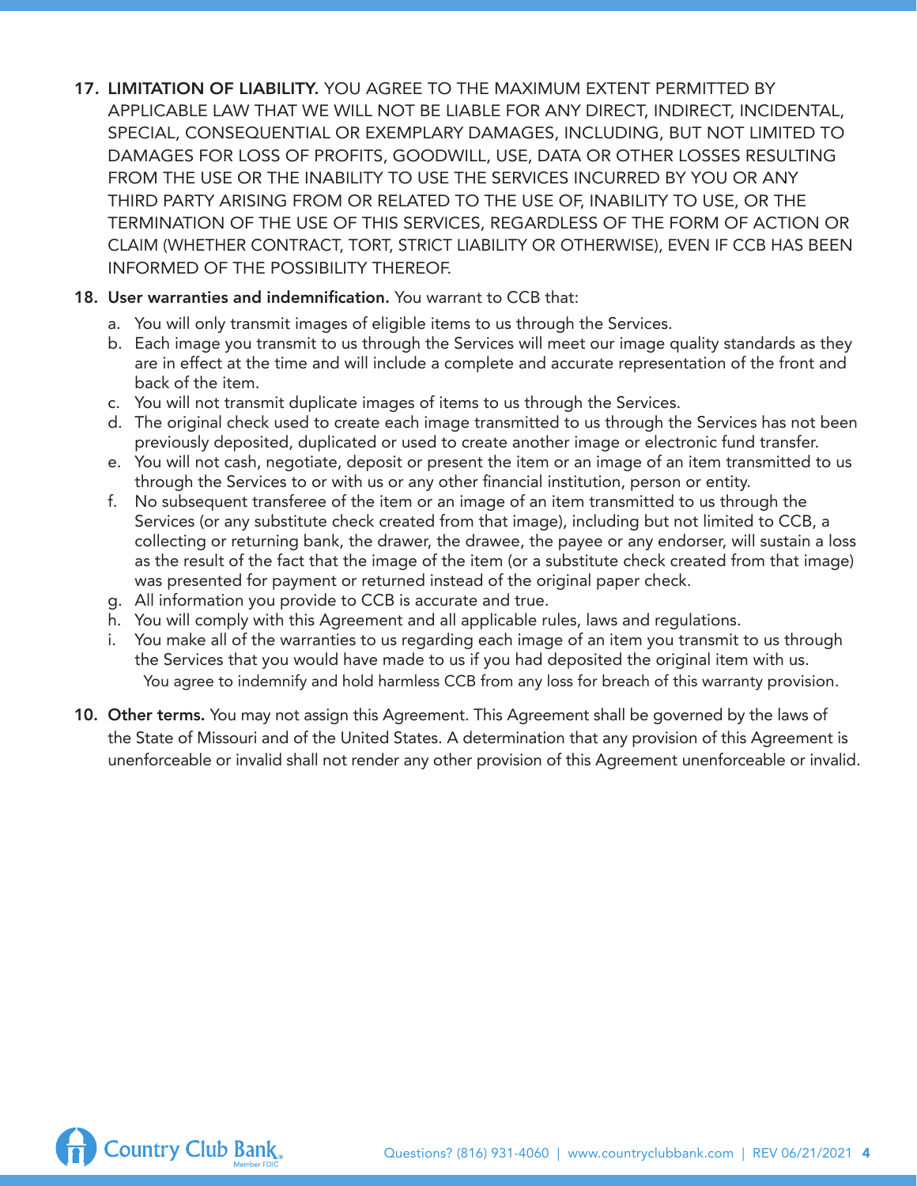**17. LIMITATION OF LIABILITY.** YOU AGREE TO THE MAXIMUM EXTENT PERMITTED BY APPLICABLE LAW THAT WE WILL NOT BE LIABLE FOR ANY DIRECT, INDIRECT, INCIDENTAL, SPECIAL, CONSEQUENTIAL OR EXEMPLARY DAMAGES, INCLUDING, BUT NOT LIMITED TO DAMAGES FOR LOSS OF PROFITS, GOODWILL, USE, DATA OR OTHER LOSSES RESULTING FROM THE USE OR THE INABILITY TO USE THE SERVICES INCURRED BY YOU OR ANY THIRD PARTY ARISING FROM OR RELATED TO THE USE OF, INABILITY TO USE, OR THE TERMINATION OF THE USE OF THIS SERVICES, REGARDLESS OF THE FORM OF ACTION OR CLAIM (WHETHER CONTRACT, TORT, STRICT LIABILITY OR OTHERWISE), EVEN IF CCB HAS BEEN INFORMED OF THE POSSIBILITY THEREOF.

**18. User warranties and indemnification.** You warrant to CCB that:

a. You will only transmit images of eligible items to us through the Services.
b. Each image you transmit to us through the Services will meet our image quality standards as they are in effect at the time and will include a complete and accurate representation of the front and back of the item.
c. You will not transmit duplicate images of items to us through the Services.
d. The original check used to create each image transmitted to us through the Services has not been previously deposited, duplicated or used to create another image or electronic fund transfer.
e. You will not cash, negotiate, deposit or present the item or an image of an item transmitted to us through the Services to or with us or any other financial institution, person or entity.
f. No subsequent transferee of the item or an image of an item transmitted to us through the Services (or any substitute check created from that image), including but not limited to CCB, a collecting or returning bank, the drawer, the drawee, the payee or any endorser, will sustain a loss as the result of the fact that the image of the item (or a substitute check created from that image) was presented for payment or returned instead of the original paper check.
g. All information you provide to CCB is accurate and true.
h. You will comply with this Agreement and all applicable rules, laws and regulations.
i. You make all of the warranties to us regarding each image of an item you transmit to us through the Services that you would have made to us if you had deposited the original item with us.

You agree to indemnify and hold harmless CCB from any loss for breach of this warranty provision.

**10. Other terms.** You may not assign this Agreement. This Agreement shall be governed by the laws of the State of Missouri and of the United States. A determination that any provision of this Agreement is unenforceable or invalid shall not render any other provision of this Agreement unenforceable or invalid.